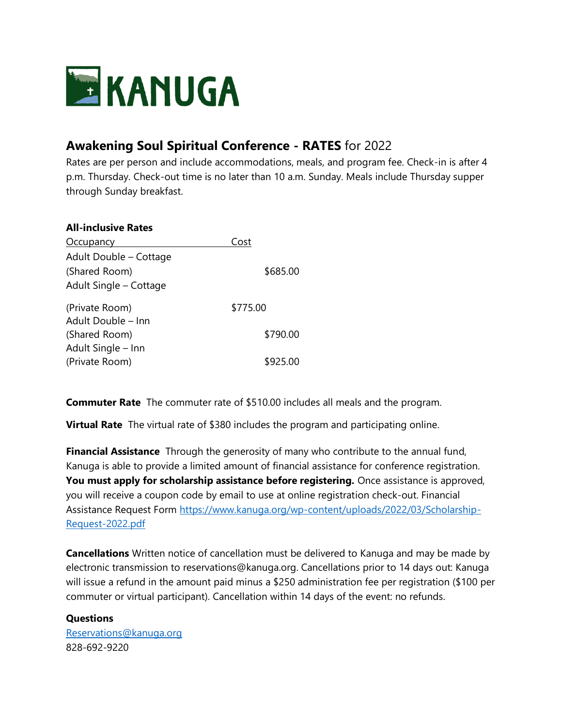KANUGA

## **Awakening Soul Spiritual Conference - RATES** for 2022

Rates are per person and include accommodations, meals, and program fee. Check-in is after 4 p.m. Thursday. Check-out time is no later than 10 a.m. Sunday. Meals include Thursday supper through Sunday breakfast.

**All-inclusive Rates**

| Occupancy | Cost |
| --- | --- |
| Adult Double – Cottage (Shared Room) | $685.00 |
| Adult Single – Cottage (Private Room) | $775.00 |
| Adult Double – Inn (Shared Room) | $790.00 |
| Adult Single – Inn (Private Room) | $925.00 |

**Commuter Rate** The commuter rate of $510.00 includes all meals and the program.

**Virtual Rate** The virtual rate of $380 includes the program and participating online.

**Financial Assistance** Through the generosity of many who contribute to the annual fund, Kanuga is able to provide a limited amount of financial assistance for conference registration. **You must apply for scholarship assistance before registering.** Once assistance is approved, you will receive a coupon code by email to use at online registration check-out. Financial Assistance Request Form https://www.kanuga.org/wp-content/uploads/2022/03/Scholarship-Request-2022.pdf

**Cancellations** Written notice of cancellation must be delivered to Kanuga and may be made by electronic transmission to reservations@kanuga.org. Cancellations prior to 14 days out: Kanuga will issue a refund in the amount paid minus a $250 administration fee per registration ($100 per commuter or virtual participant). Cancellation within 14 days of the event: no refunds.

**Questions**

Reservations@kanuga.org

828-692-9220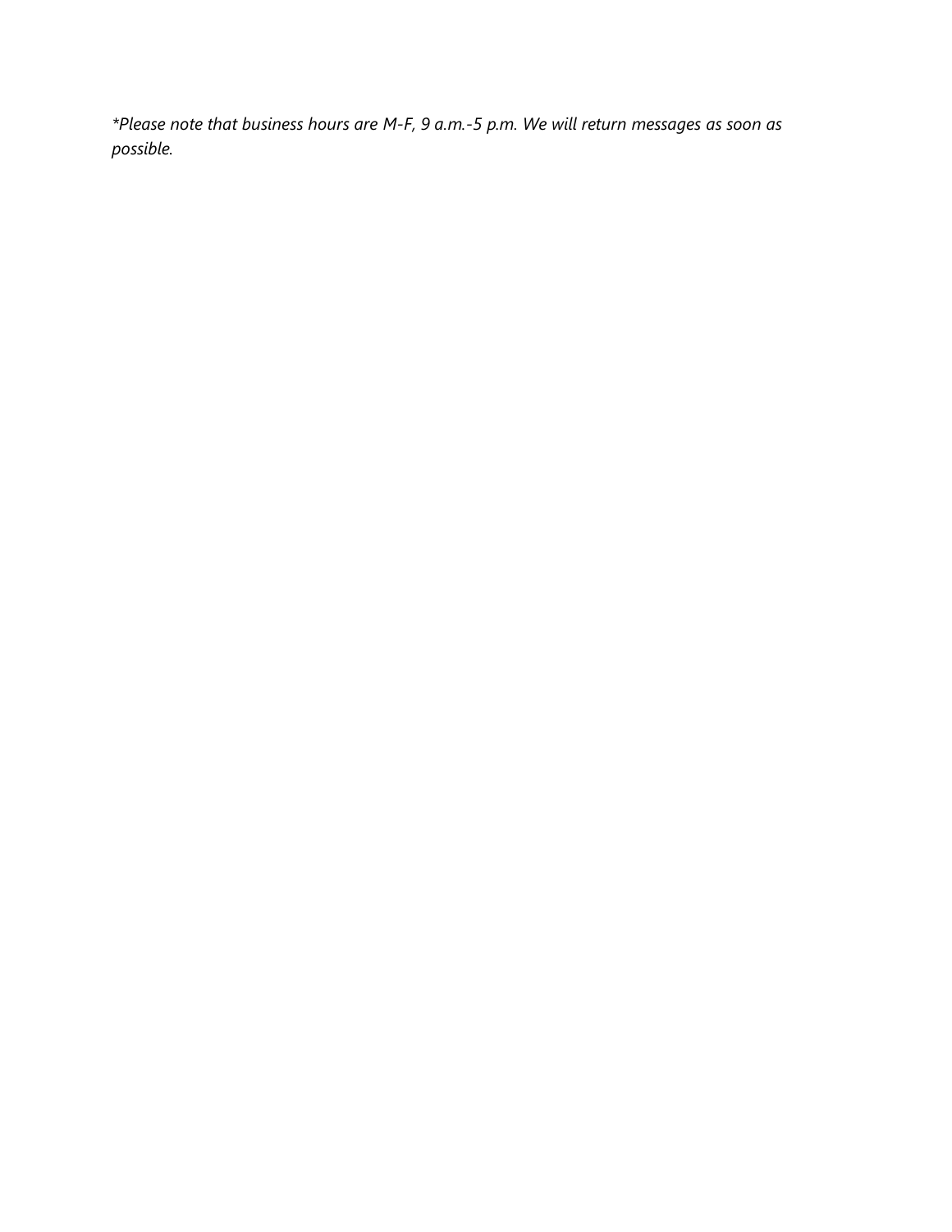*\*Please note that business hours are M-F, 9 a.m.-5 p.m. We will return messages as soon as possible.*

**Please note that business hours are M-F, 9 a.m.-5 p.m. We will return messages as soon as possible.*